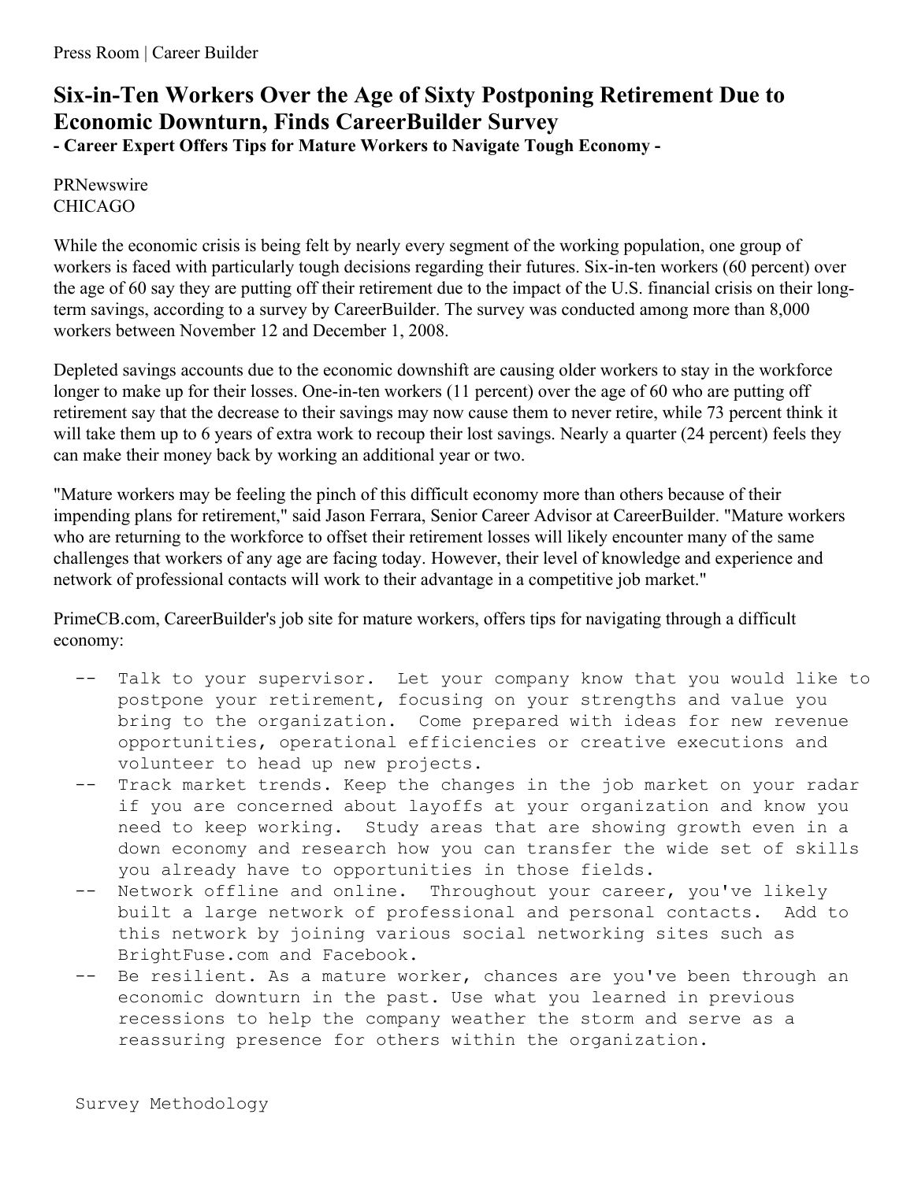Press Room | Career Builder

# Six-in-Ten Workers Over the Age of Sixty Postponing Retirement Due to Economic Downturn, Finds CareerBuilder Survey

**- Career Expert Offers Tips for Mature Workers to Navigate Tough Economy -**

PRNewswire
CHICAGO

While the economic crisis is being felt by nearly every segment of the working population, one group of workers is faced with particularly tough decisions regarding their futures. Six-in-ten workers (60 percent) over the age of 60 say they are putting off their retirement due to the impact of the U.S. financial crisis on their long-term savings, according to a survey by CareerBuilder. The survey was conducted among more than 8,000 workers between November 12 and December 1, 2008.

Depleted savings accounts due to the economic downshift are causing older workers to stay in the workforce longer to make up for their losses. One-in-ten workers (11 percent) over the age of 60 who are putting off retirement say that the decrease to their savings may now cause them to never retire, while 73 percent think it will take them up to 6 years of extra work to recoup their lost savings. Nearly a quarter (24 percent) feels they can make their money back by working an additional year or two.

"Mature workers may be feeling the pinch of this difficult economy more than others because of their impending plans for retirement," said Jason Ferrara, Senior Career Advisor at CareerBuilder. "Mature workers who are returning to the workforce to offset their retirement losses will likely encounter many of the same challenges that workers of any age are facing today. However, their level of knowledge and experience and network of professional contacts will work to their advantage in a competitive job market."

PrimeCB.com, CareerBuilder's job site for mature workers, offers tips for navigating through a difficult economy:

- Talk to your supervisor. Let your company know that you would like to postpone your retirement, focusing on your strengths and value you bring to the organization. Come prepared with ideas for new revenue opportunities, operational efficiencies or creative executions and volunteer to head up new projects.
- Track market trends. Keep the changes in the job market on your radar if you are concerned about layoffs at your organization and know you need to keep working. Study areas that are showing growth even in a down economy and research how you can transfer the wide set of skills you already have to opportunities in those fields.
- Network offline and online. Throughout your career, you've likely built a large network of professional and personal contacts. Add to this network by joining various social networking sites such as BrightFuse.com and Facebook.
- Be resilient. As a mature worker, chances are you've been through an economic downturn in the past. Use what you learned in previous recessions to help the company weather the storm and serve as a reassuring presence for others within the organization.

Survey Methodology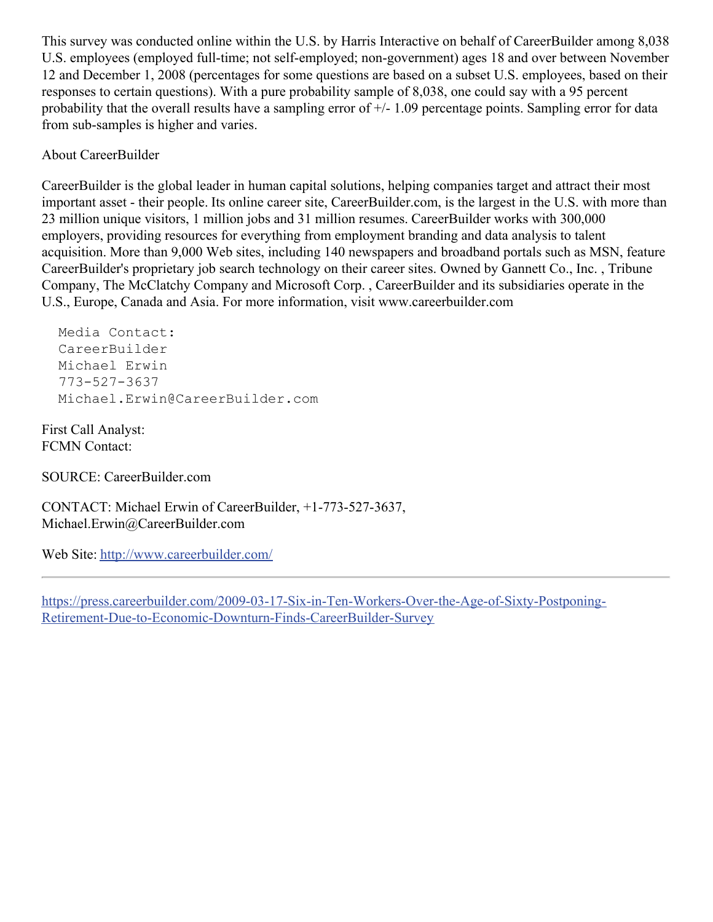This survey was conducted online within the U.S. by Harris Interactive on behalf of CareerBuilder among 8,038 U.S. employees (employed full-time; not self-employed; non-government) ages 18 and over between November 12 and December 1, 2008 (percentages for some questions are based on a subset U.S. employees, based on their responses to certain questions). With a pure probability sample of 8,038, one could say with a 95 percent probability that the overall results have a sampling error of +/- 1.09 percentage points. Sampling error for data from sub-samples is higher and varies.

About CareerBuilder

CareerBuilder is the global leader in human capital solutions, helping companies target and attract their most important asset - their people. Its online career site, CareerBuilder.com, is the largest in the U.S. with more than 23 million unique visitors, 1 million jobs and 31 million resumes. CareerBuilder works with 300,000 employers, providing resources for everything from employment branding and data analysis to talent acquisition. More than 9,000 Web sites, including 140 newspapers and broadband portals such as MSN, feature CareerBuilder's proprietary job search technology on their career sites. Owned by Gannett Co., Inc. , Tribune Company, The McClatchy Company and Microsoft Corp. , CareerBuilder and its subsidiaries operate in the U.S., Europe, Canada and Asia. For more information, visit www.careerbuilder.com

```
Media Contact:
CareerBuilder
Michael Erwin
773-527-3637
Michael.Erwin@CareerBuilder.com
```

First Call Analyst:
FCMN Contact:

SOURCE: CareerBuilder.com

CONTACT: Michael Erwin of CareerBuilder, +1-773-527-3637, Michael.Erwin@CareerBuilder.com

Web Site: http://www.careerbuilder.com/

---

https://press.careerbuilder.com/2009-03-17-Six-in-Ten-Workers-Over-the-Age-of-Sixty-Postponing-Retirement-Due-to-Economic-Downturn-Finds-CareerBuilder-Survey